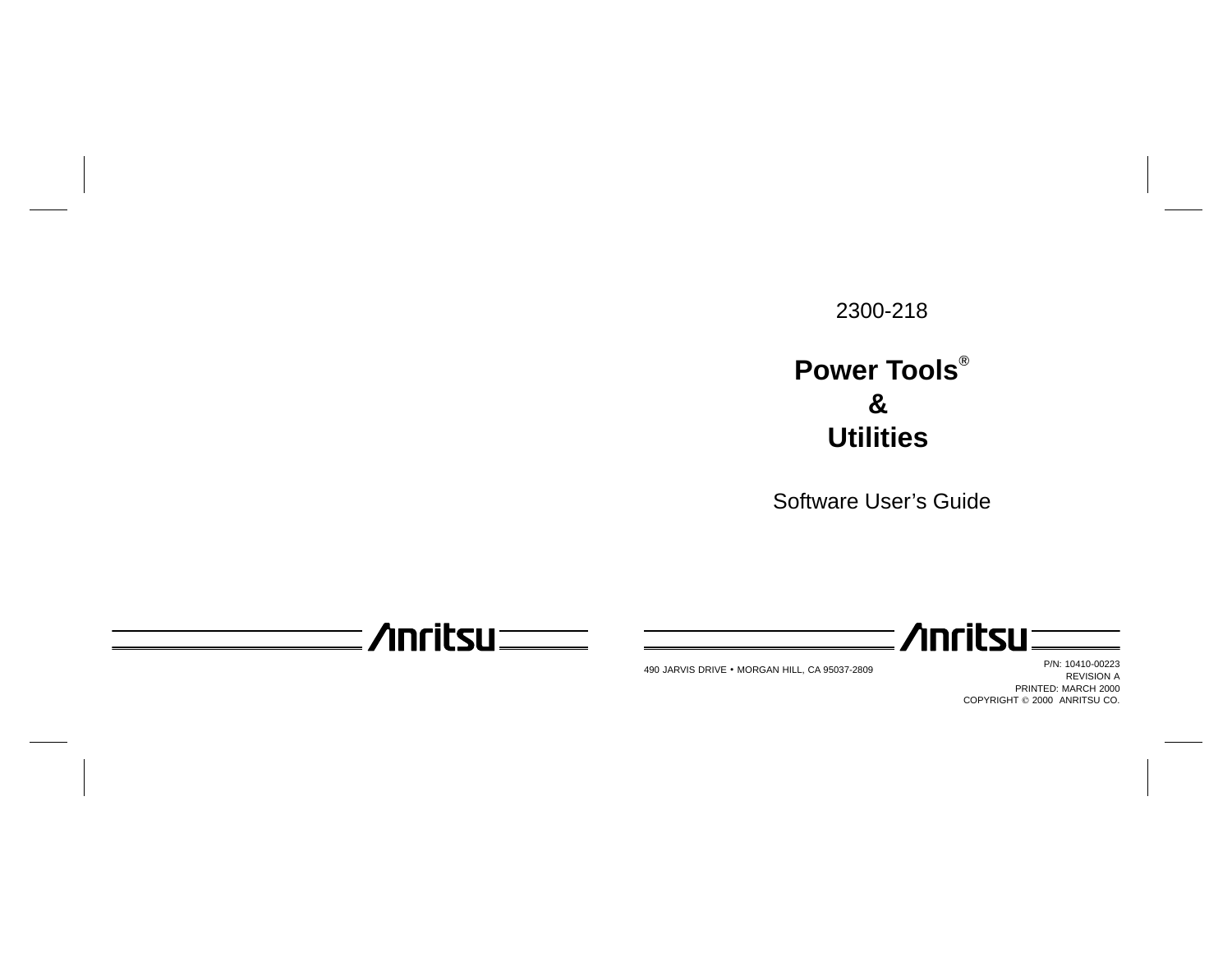2300-218

# Power Tools®
# &
# Utilities

Software User's Guide

Anritsu

Anritsu

490 JARVIS DRIVE • MORGAN HILL, CA 95037-2809

P/N: 10410-00223
REVISION A
PRINTED: MARCH 2000
COPYRIGHT © 2000 ANRITSU CO.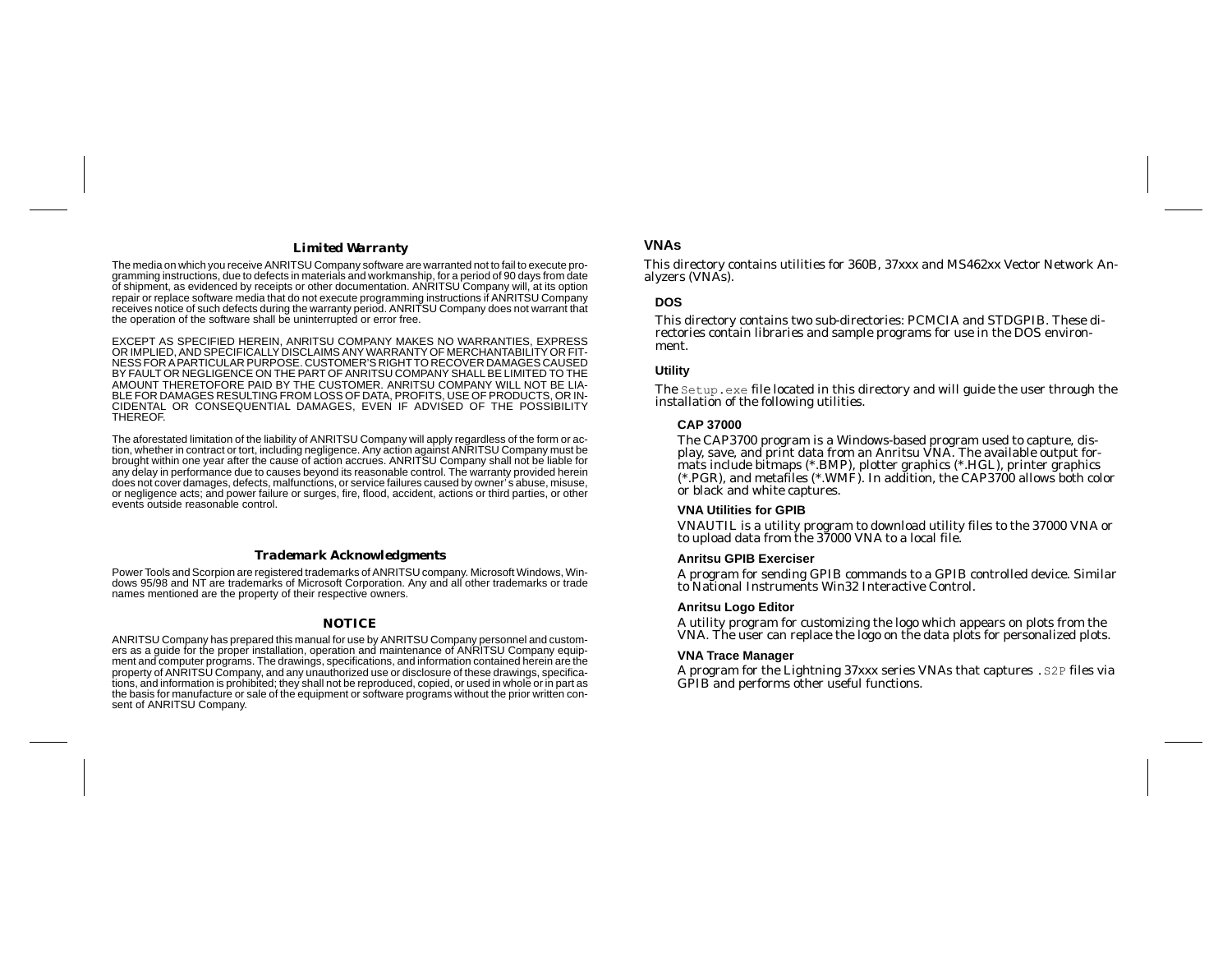## Limited Warranty

The media on which you receive ANRITSU Company software are warranted not to fail to execute programming instructions, due to defects in materials and workmanship, for a period of 90 days from date of shipment, as evidenced by receipts or other documentation. ANRITSU Company will, at its option repair or replace software media that do not execute programming instructions if ANRITSU Company receives notice of such defects during the warranty period. ANRITSU Company does not warrant that the operation of the software shall be uninterrupted or error free.

EXCEPT AS SPECIFIED HEREIN, ANRITSU COMPANY MAKES NO WARRANTIES, EXPRESS OR IMPLIED, AND SPECIFICALLY DISCLAIMS ANY WARRANTY OF MERCHANTABILITY OR FITNESS FOR A PARTICULAR PURPOSE. CUSTOMER'S RIGHT TO RECOVER DAMAGES CAUSED BY FAULT OR NEGLIGENCE ON THE PART OF ANRITSU COMPANY SHALL BE LIMITED TO THE AMOUNT THERETOFORE PAID BY THE CUSTOMER. ANRITSU COMPANY WILL NOT BE LIABLE FOR DAMAGES RESULTING FROM LOSS OF DATA, PROFITS, USE OF PRODUCTS, OR INCIDENTAL OR CONSEQUENTIAL DAMAGES, EVEN IF ADVISED OF THE POSSIBILITY THEREOF.

The aforestated limitation of the liability of ANRITSU Company will apply regardless of the form or action, whether in contract or tort, including negligence. Any action against ANRITSU Company must be brought within one year after the cause of action accrues. ANRITSU Company shall not be liable for any delay in performance due to causes beyond its reasonable control. The warranty provided herein does not cover damages, defects, malfunctions, or service failures caused by owner's abuse, misuse, or negligence acts; and power failure or surges, fire, flood, accident, actions or third parties, or other events outside reasonable control.

## Trademark Acknowledgments

Power Tools and Scorpion are registered trademarks of ANRITSU company. Microsoft Windows, Windows 95/98 and NT are trademarks of Microsoft Corporation. Any and all other trademarks or trade names mentioned are the property of their respective owners.

## NOTICE

ANRITSU Company has prepared this manual for use by ANRITSU Company personnel and customers as a guide for the proper installation, operation and maintenance of ANRITSU Company equipment and computer programs. The drawings, specifications, and information contained herein are the property of ANRITSU Company, and any unauthorized use or disclosure of these drawings, specifications, and information is prohibited; they shall not be reproduced, copied, or used in whole or in part as the basis for manufacture or sale of the equipment or software programs without the prior written consent of ANRITSU Company.

## VNAs

This directory contains utilities for 360B, 37xxx and MS462xx Vector Network Analyzers (VNAs).

### DOS

This directory contains two sub-directories: PCMCIA and STDGPIB. These directories contain libraries and sample programs for use in the DOS environment.

### Utility

The `Setup.exe` file located in this directory and will guide the user through the installation of the following utilities.

#### CAP 37000

The CAP3700 program is a Windows-based program used to capture, display, save, and print data from an Anritsu VNA. The available output formats include bitmaps (*.BMP), plotter graphics (*.HGL), printer graphics (*.PGR), and metafiles (*.WMF). In addition, the CAP3700 allows both color or black and white captures.

#### VNA Utilities for GPIB

VNAUTIL is a utility program to download utility files to the 37000 VNA or to upload data from the 37000 VNA to a local file.

#### Anritsu GPIB Exerciser

A program for sending GPIB commands to a GPIB controlled device. Similar to National Instruments Win32 Interactive Control.

#### Anritsu Logo Editor

A utility program for customizing the logo which appears on plots from the VNA. The user can replace the logo on the data plots for personalized plots.

#### VNA Trace Manager

A program for the Lightning 37xxx series VNAs that captures `.S2P` files via GPIB and performs other useful functions.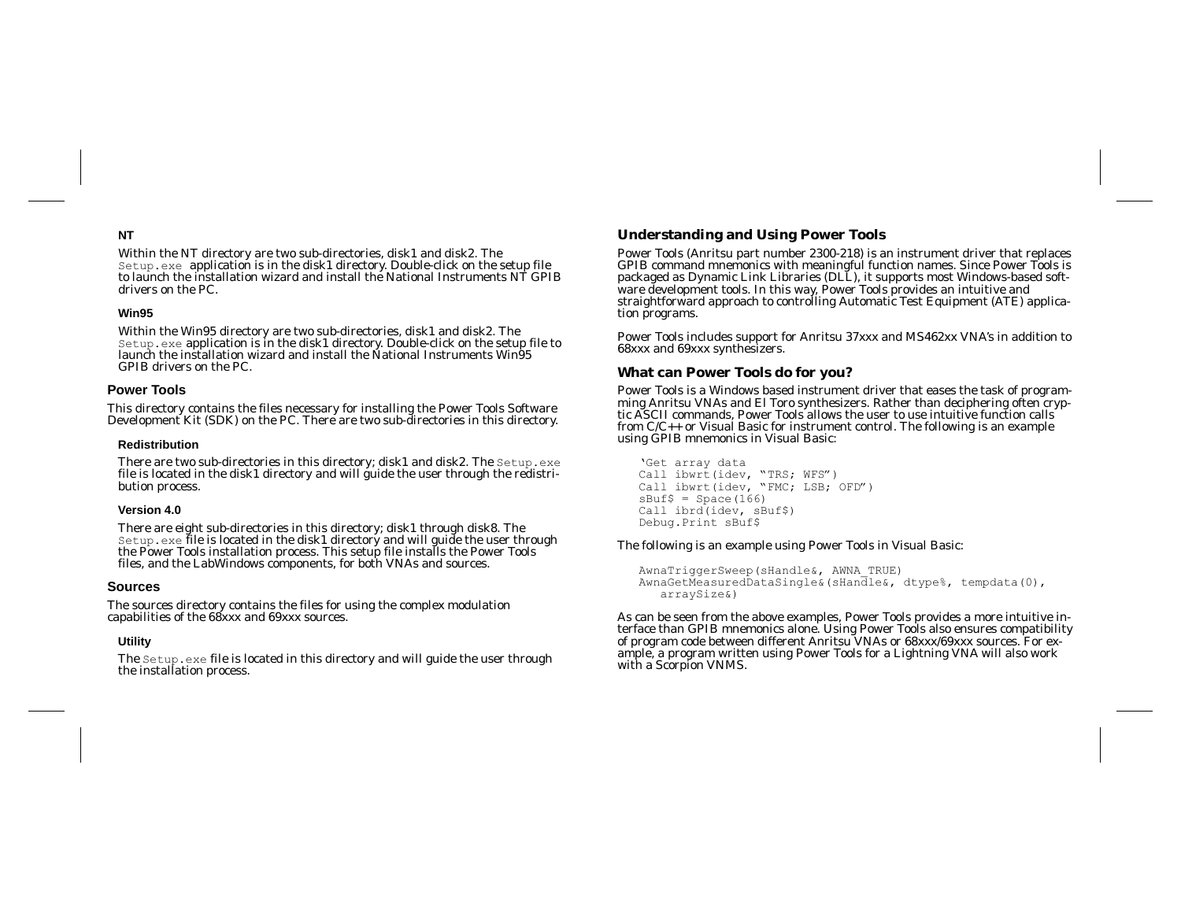#### NT

Within the NT directory are two sub-directories, disk1 and disk2. The `Setup.exe` application is in the disk1 directory. Double-click on the setup file to launch the installation wizard and install the National Instruments NT GPIB drivers on the PC.

#### Win95

Within the Win95 directory are two sub-directories, disk1 and disk2. The `Setup.exe` application is in the disk1 directory. Double-click on the setup file to launch the installation wizard and install the National Instruments Win95 GPIB drivers on the PC.

### Power Tools

This directory contains the files necessary for installing the Power Tools Software Development Kit (SDK) on the PC. There are two sub-directories in this directory.

#### Redistribution

There are two sub-directories in this directory; disk1 and disk2. The `Setup.exe` file is located in the disk1 directory and will guide the user through the redistribution process.

#### Version 4.0

There are eight sub-directories in this directory; disk1 through disk8. The `Setup.exe` file is located in the disk1 directory and will guide the user through the Power Tools installation process. This setup file installs the Power Tools files, and the LabWindows components, for both VNAs and sources.

### Sources

The sources directory contains the files for using the complex modulation capabilities of the 68xxx and 69xxx sources.

#### Utility

The `Setup.exe` file is located in this directory and will guide the user through the installation process.

## Understanding and Using Power Tools

Power Tools (Anritsu part number 2300-218) is an instrument driver that replaces GPIB command mnemonics with meaningful function names. Since Power Tools is packaged as Dynamic Link Libraries (DLL), it supports most Windows-based software development tools. In this way, Power Tools provides an intuitive and straightforward approach to controlling Automatic Test Equipment (ATE) application programs.

Power Tools includes support for Anritsu 37xxx and MS462xx VNA's in addition to 68xxx and 69xxx synthesizers.

### What can Power Tools do for you?

Power Tools is a Windows based instrument driver that eases the task of programming Anritsu VNAs and El Toro synthesizers. Rather than deciphering often cryptic ASCII commands, Power Tools allows the user to use intuitive function calls from C/C++ or Visual Basic for instrument control. The following is an example using GPIB mnemonics in Visual Basic:

```
'Get array data
Call ibwrt(idev, "TRS; WFS")
Call ibwrt(idev, "FMC; LSB; OFD")
sBuf$ = Space(166)
Call ibrd(idev, sBuf$)
Debug.Print sBuf$
```

The following is an example using Power Tools in Visual Basic:

```
AwnaTriggerSweep(sHandle&, AWNA_TRUE)
AwnaGetMeasuredDataSingle&(sHandle&, dtype%, tempdata(0),
   arraySize&)
```

As can be seen from the above examples, Power Tools provides a more intuitive interface than GPIB mnemonics alone. Using Power Tools also ensures compatibility of program code between different Anritsu VNAs or 68xxx/69xxx sources. For example, a program written using Power Tools for a Lightning VNA will also work with a Scorpion VNMS.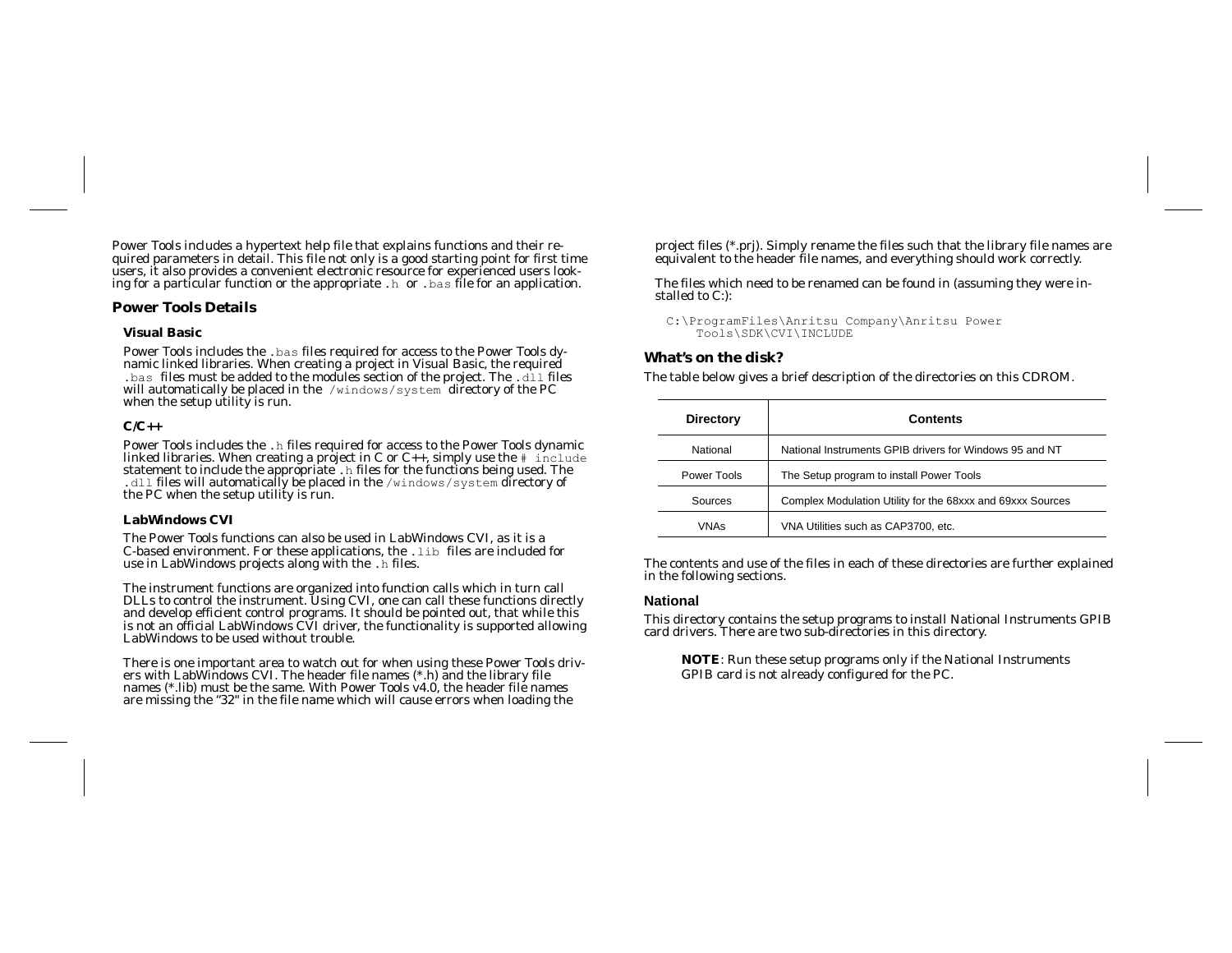Power Tools includes a hypertext help file that explains functions and their required parameters in detail. This file not only is a good starting point for first time users, it also provides a convenient electronic resource for experienced users looking for a particular function or the appropriate `.h` or `.bas` file for an application.

## Power Tools Details

### Visual Basic

Power Tools includes the `.bas` files required for access to the Power Tools dynamic linked libraries. When creating a project in Visual Basic, the required `.bas` files must be added to the modules section of the project. The `.dll` files will automatically be placed in the `/windows/system` directory of the PC when the setup utility is run.

### C/C++

Power Tools includes the `.h` files required for access to the Power Tools dynamic linked libraries. When creating a project in C or C++, simply use the `# include` statement to include the appropriate `.h` files for the functions being used. The `.dll` files will automatically be placed in the `/windows/system` directory of the PC when the setup utility is run.

### LabWindows CVI

The Power Tools functions can also be used in LabWindows CVI, as it is a C-based environment. For these applications, the `.lib` files are included for use in LabWindows projects along with the `.h` files.

The instrument functions are organized into function calls which in turn call DLLs to control the instrument. Using CVI, one can call these functions directly and develop efficient control programs. It should be pointed out, that while this is not an official LabWindows CVI driver, the functionality is supported allowing LabWindows to be used without trouble.

There is one important area to watch out for when using these Power Tools drivers with LabWindows CVI. The header file names (*.h) and the library file names (*.lib) must be the same. With Power Tools v4.0, the header file names are missing the "32" in the file name which will cause errors when loading the project files (*.prj). Simply rename the files such that the library file names are equivalent to the header file names, and everything should work correctly.

The files which need to be renamed can be found in (assuming they were installed to C:):

```
C:\ProgramFiles\Anritsu Company\Anritsu Power
    Tools\SDK\CVI\INCLUDE
```

## What's on the disk?

The table below gives a brief description of the directories on this CDROM.

| Directory | Contents |
|---|---|
| National | National Instruments GPIB drivers for Windows 95 and NT |
| Power Tools | The Setup program to install Power Tools |
| Sources | Complex Modulation Utility for the 68xxx and 69xxx Sources |
| VNAs | VNA Utilities such as CAP3700, etc. |

The contents and use of the files in each of these directories are further explained in the following sections.

### National

This directory contains the setup programs to install National Instruments GPIB card drivers. There are two sub-directories in this directory.

> **NOTE**: Run these setup programs only if the National Instruments GPIB card is not already configured for the PC.